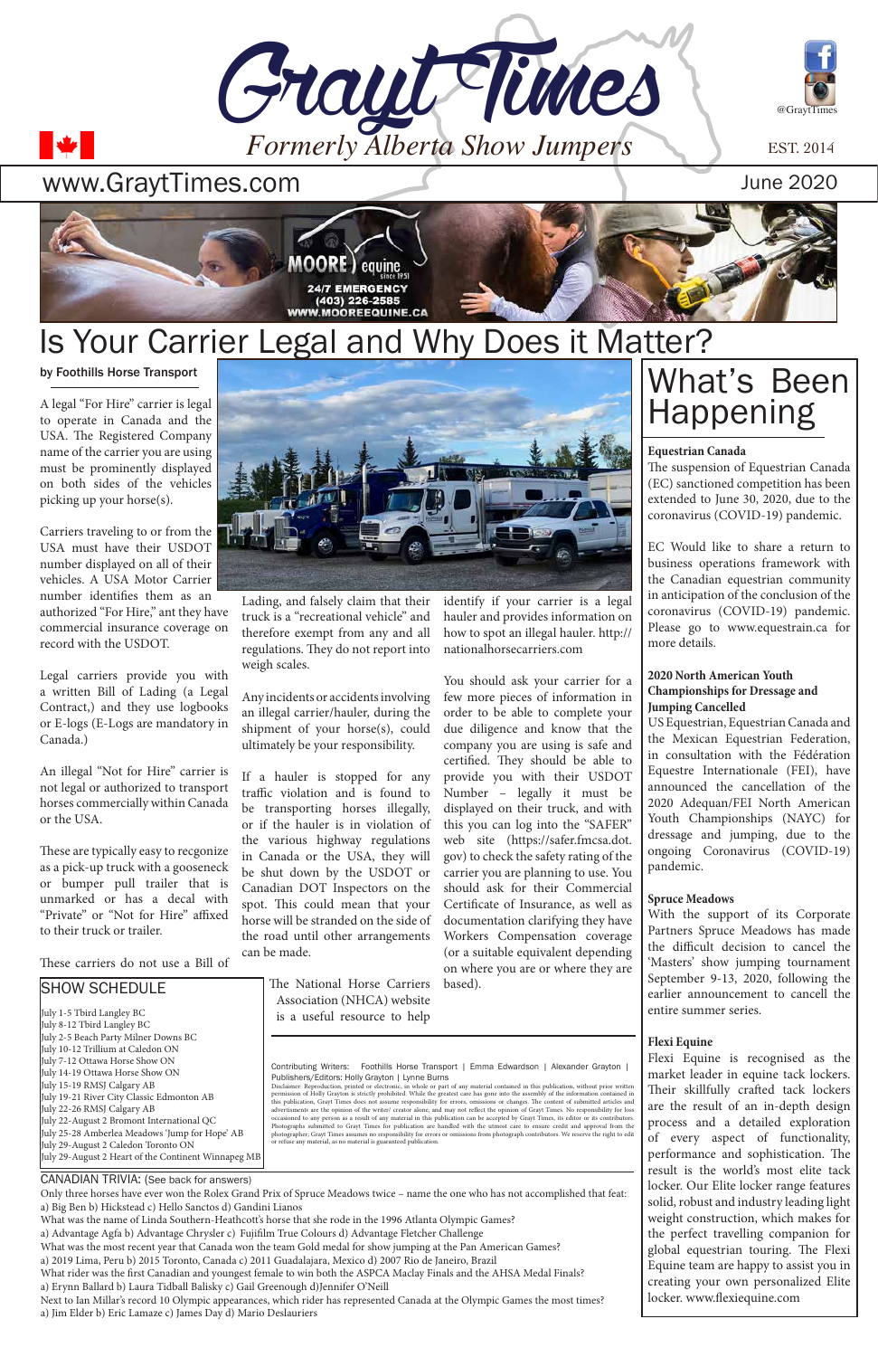# Grayt Times

*Formerly Alberta Show Jumpers*

@GraytTimes

EST. 2014

www.GraytTimes.com

June 2020

MOORE equine since 1951
24/7 EMERGENCY
(403) 226-2585
WWW.MOOREEQUINE.CA

# Is Your Carrier Legal and Why Does it Matter?

**by Foothills Horse Transport**

A legal "For Hire" carrier is legal to operate in Canada and the USA. The Registered Company name of the carrier you are using must be prominently displayed on both sides of the vehicles picking up your horse(s).

Carriers traveling to or from the USA must have their USDOT number displayed on all of their vehicles. A USA Motor Carrier number identifies them as an authorized "For Hire," ant they have commercial insurance coverage on record with the USDOT.

Legal carriers provide you with a written Bill of Lading (a Legal Contract,) and they use logbooks or E-logs (E-Logs are mandatory in Canada.)

An illegal "Not for Hire" carrier is not legal or authorized to transport horses commercially within Canada or the USA.

These are typically easy to recgonize as a pick-up truck with a gooseneck or bumper pull trailer that is unmarked or has a decal with "Private" or "Not for Hire" affixed to their truck or trailer.

These carriers do not use a Bill of Lading, and falsely claim that their truck is a "recreational vehicle" and therefore exempt from any and all regulations. They do not report into weigh scales.

Any incidents or accidents involving an illegal carrier/hauler, during the shipment of your horse(s), could ultimately be your responsibility.

If a hauler is stopped for any traffic violation and is found to be transporting horses illegally, or if the hauler is in violation of the various highway regulations in Canada or the USA, they will be shut down by the USDOT or Canadian DOT Inspectors on the spot. This could mean that your horse will be stranded on the side of the road until other arrangements can be made.

The National Horse Carriers Association (NHCA) website is a useful resource to help identify if your carrier is a legal hauler and provides information on how to spot an illegal hauler. http://nationalhorsecarriers.com

You should ask your carrier for a few more pieces of information in order to be able to complete your due diligence and know that the company you are using is safe and certified. They should be able to provide you with their USDOT Number – legally it must be displayed on their truck, and with this you can log into the "SAFER" web site (https://safer.fmcsa.dot.gov) to check the safety rating of the carrier you are planning to use. You should ask for their Commercial Certificate of Insurance, as well as documentation clarifying they have Workers Compensation coverage (or a suitable equivalent depending on where you are or where they are based).

## SHOW SCHEDULE

- July 1-5 Tbird Langley BC
- July 8-12 Tbird Langley BC
- July 2-5 Beach Party Milner Downs BC
- July 10-12 Trillium at Caledon ON
- July 7-12 Ottawa Horse Show ON
- July 14-19 Ottawa Horse Show ON
- July 15-19 RMSJ Calgary AB
- July 19-21 River City Classic Edmonton AB
- July 22-26 RMSJ Calgary AB
- July 22-August 2 Bromont International QC
- July 25-28 Amberlea Meadows 'Jump for Hope' AB
- July 29-August 2 Caledon Toronto ON
- July 29-August 2 Heart of the Continent Winnapeg MB

Contributing Writers: Foothills Horse Transport | Emma Edwardson | Alexander Grayton | Publishers/Editors: Holly Grayton | Lynne Burns

Disclaimer: Reproduction, printed or electronic, in whole or part of any material contained in this publication, without prior written permission of Holly Grayton is strictly prohibited. While the greatest care has gone into the assembly of the information contained in this publication, Grayt Times does not assume responsibility for errors, omissions or changes. The content of submitted articles and advertisements are the opinion of the writer/ creator alone, and may not reflect the opinion of Grayt Times. No responsibility for loss occasioned to any person as a result of any material in this publication can be accepted by Grayt Times, its editor or its contributors. Photographs submitted to Grayt Times for publication are handled with the utmost care to ensure credit and approval from the photographer; Grayt Times assumes no responsibility for errors or omissions from photograph contributors. We reserve the right to edit or refuse any material, as no material is guaranteed publication.

## CANADIAN TRIVIA: (See back for answers)

Only three horses have ever won the Rolex Grand Prix of Spruce Meadows twice – name the one who has not accomplished that feat:
a) Big Ben b) Hickstead c) Hello Santos d) Gandini Lianos

What was the name of Linda Southern-Heathcott's horse that she rode in the 1996 Atlanta Olympic Games?
a) Advantage Agfa b) Advantage Chrysler c) Fujifilm True Colours d) Advantage Fletcher Challenge

What was the most recent year that Canada won the team Gold medal for show jumping at the Pan American Games?
a) 2019 Lima, Peru b) 2015 Toronto, Canada c) 2011 Guadalajara, Mexico d) 2007 Rio de Janeiro, Brazil

What rider was the first Canadian and youngest female to win both the ASPCA Maclay Finals and the AHSA Medal Finals?
a) Erynn Ballard b) Laura Tidball Balisky c) Gail Greenough d)Jennifer O'Neill

Next to Ian Millar's record 10 Olympic appearances, which rider has represented Canada at the Olympic Games the most times?
a) Jim Elder b) Eric Lamaze c) James Day d) Mario Deslauriers

# What's Been Happening

**Equestrian Canada**

The suspension of Equestrian Canada (EC) sanctioned competition has been extended to June 30, 2020, due to the coronavirus (COVID-19) pandemic.

EC Would like to share a return to business operations framework with the Canadian equestrian community in anticipation of the conclusion of the coronavirus (COVID-19) pandemic. Please go to www.equestrain.ca for more details.

**2020 North American Youth Championships for Dressage and Jumping Cancelled**

US Equestrian, Equestrian Canada and the Mexican Equestrian Federation, in consultation with the Fédération Equestre Internationale (FEI), have announced the cancellation of the 2020 Adequan/FEI North American Youth Championships (NAYC) for dressage and jumping, due to the ongoing Coronavirus (COVID-19) pandemic.

**Spruce Meadows**

With the support of its Corporate Partners Spruce Meadows has made the difficult decision to cancel the 'Masters' show jumping tournament September 9-13, 2020, following the earlier announcement to cancell the entire summer series.

**Flexi Equine**

Flexi Equine is recognised as the market leader in equine tack lockers. Their skillfully crafted tack lockers are the result of an in-depth design process and a detailed exploration of every aspect of functionality, performance and sophistication. The result is the world's most elite tack locker. Our Elite locker range features solid, robust and industry leading light weight construction, which makes for the perfect travelling companion for global equestrian touring. The Flexi Equine team are happy to assist you in creating your own personalized Elite locker. www.flexiequine.com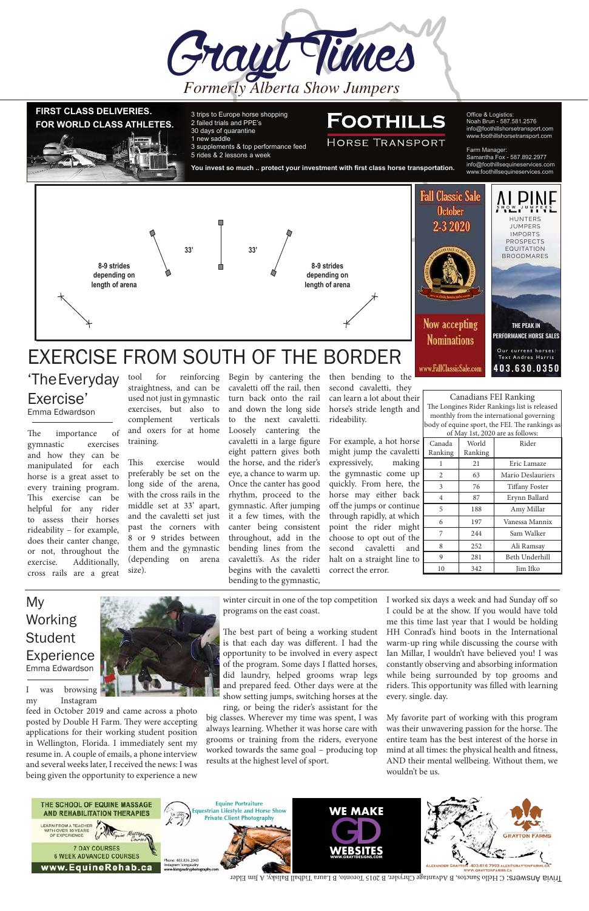# Grayt Times

*Formerly Alberta Show Jumpers*

**FIRST CLASS DELIVERIES. FOR WORLD CLASS ATHLETES.**

3 trips to Europe horse shopping
2 failed trials and PPE's
30 days of quarantine
1 new saddle
3 supplements & top performance feed
5 rides & 2 lessons a week

**You invest so much .. protect your investment with first class horse transportation.**

**FOOTHILLS HORSE TRANSPORT**

Office & Logistics:
Noah Brun - 587.581.2576
info@foothillshorsetransport.com
www.foothillshorsetransport.com

Farm Manager:
Samantha Fox - 587.892.2977
info@foothillsequineservices.com
www.foothillsequineservices.com

33'

33'

8-9 strides depending on length of arena

8-9 strides depending on length of arena

Fall Classic Sale
October
2-3 2020

Now accepting Nominations

www.FallClassicSale.com

ALPINE SHOW JUMPERS

HUNTERS
JUMPERS
IMPORTS
PROSPECTS
EQUITATION
BROODMARES

THE PEAK IN PERFORMANCE HORSE SALES

Our current horses: Text Andrea Harris

403.630.0350

# EXERCISE FROM SOUTH OF THE BORDER

## 'The Everyday Exercise'

Emma Edwardson

The importance of gymnastic exercises and how they can be manipulated for each horse is a great asset to every training program. This exercise can be helpful for any rider to assess their horses rideability – for example, does their canter change, or not, throughout the exercise. Additionally, cross rails are a great tool for reinforcing straightness, and can be used not just in gymnastic exercises, but also to complement verticals and oxers for at home training.

This exercise would preferably be set on the long side of the arena, with the cross rails in the middle set at 33' apart, and the cavaletti set just past the corners with 8 or 9 strides between them and the gymnastic (depending on arena size).

Begin by cantering the cavaletti off the rail, then turn back onto the rail and down the long side to the next cavaletti. Loosely cantering the cavaletti in a large figure eight pattern gives both the horse, and the rider's eye, a chance to warm up. Once the canter has good rhythm, proceed to the gymnastic. After jumping it a few times, with the canter being consistent throughout, add in the bending lines from the cavaletti's. As the rider begins with the cavaletti bending to the gymnastic, then bending to the second cavaletti, they can learn a lot about their horse's stride length and rideability.

For example, a hot horse might jump the cavaletti expressively, making the gymnastic come up quickly. From here, the horse may either back off the jumps or continue through rapidly, at which point the rider might choose to opt out of the second cavaletti and halt on a straight line to correct the error.

**Canadians FEI Ranking**

The Longines Rider Rankings list is released monthly from the international governing body of equine sport, the FEI. The rankings as of May 1st, 2020 are as follows:

| Canada Ranking | World Ranking | Rider |
|---|---|---|
| 1 | 21 | Eric Lamaze |
| 2 | 63 | Mario Deslauriers |
| 3 | 76 | Tiffany Foster |
| 4 | 87 | Erynn Ballard |
| 5 | 188 | Amy Millar |
| 6 | 197 | Vanessa Mannix |
| 7 | 244 | Sam Walker |
| 8 | 252 | Ali Ramsay |
| 9 | 281 | Beth Underhill |
| 10 | 342 | Jim Ifko |

## My Working Student Experience

Emma Edwardson

I was browsing my Instagram feed in October 2019 and came across a photo posted by Double H Farm. They were accepting applications for their working student position in Wellington, Florida. I immediately sent my resume in. A couple of emails, a phone interview and several weeks later, I received the news: I was being given the opportunity to experience a new winter circuit in one of the top competition programs on the east coast.

The best part of being a working student is that each day was different. I had the opportunity to be involved in every aspect of the program. Some days I flatted horses, did laundry, helped grooms wrap legs and prepared feed. Other days were at the show setting jumps, switching horses at the ring, or being the rider's assistant for the big classes. Wherever my time was spent, I was always learning. Whether it was horse care with grooms or training from the riders, everyone worked towards the same goal – producing top results at the highest level of sport.

I worked six days a week and had Sunday off so I could be at the show. If you would have told me this time last year that I would be holding HH Conrad's hind boots in the International warm-up ring while discussing the course with Ian Millar, I wouldn't have believed you! I was constantly observing and absorbing information while being surrounded by top grooms and riders. This opportunity was filled with learning every. single. day.

My favorite part of working with this program was their unwavering passion for the horse. The entire team has the best interest of the horse in mind at all times: the physical health and fitness, AND their mental wellbeing. Without them, we wouldn't be us.

THE SCHOOL OF EQUINE MASSAGE AND REHABILITATION THERAPIES

LEARN FROM A TEACHER WITH OVER 30 YEARS OF EXPERIENCE

7 DAY COURSES
6 WEEK ADVANCED COURSES

www.EquineRehab.ca

Equine Portraiture
Equestrian Lifestyle and Horse Show
Private Client Photography

Phone: 403.836.2043
Instagram: kimgaudry
www.kimgaudryphotography.com

WE MAKE GD WEBSITES
WWW.GRAYTDESIGNS.COM

GRAYTON FARMS
ALEXANDER GRAYTON 403.616.7953 ALEX@GRAYTONFARMS.CA
WWW.GRAYTONFARMS.CA

Trivia Answers: C Hello Sanctos, B Advantage Chrysler, B 2015 Toronto, B Laura Tidball Balisky, A Jim Elder